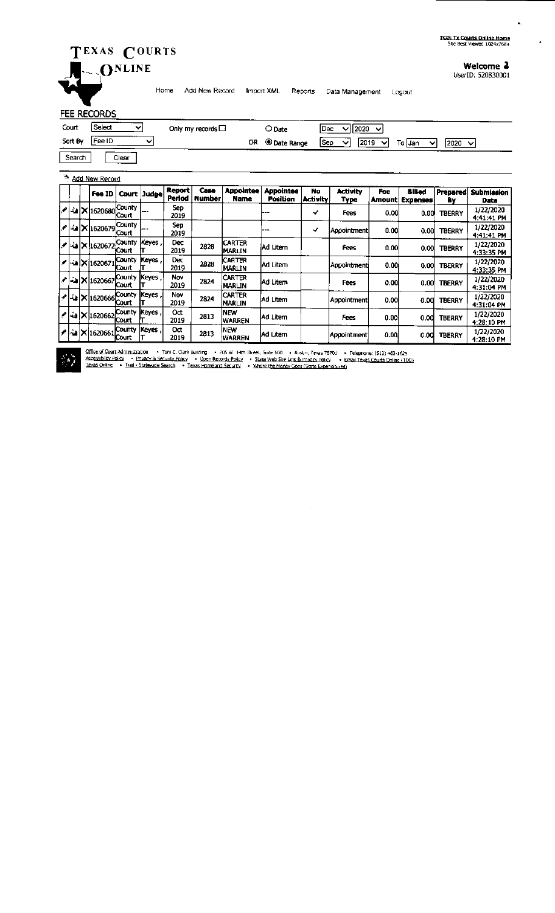TCO: Tx Courts Online Home
Site Best Viewed 1024x768+

# TEXAS COURTS ONLINE

Welcome 3
UserID: 520830001

Home | Add New Record | Import XML | Reports | Data Management | Logout

## FEE RECORDS

Court: Select | Only my records ☐ | ○ Date | Dec 2020

Sort By: Fee ID | OR ◉ Date Range | Sep 2019 To Jan 2020

Search | Clear

Add New Record

| | | | Fee ID | Court | Judge | Report Period | Case Number | Appointee Name | Appointee Position | No Activity | Activity Type | Fee Amount | Billed Expenses | Prepared By | Submission Date |
|---|---|---|---|---|---|---|---|---|---|---|---|---|---|---|---|
| | | X | 1620680 | County Court | --- | Sep 2019 | | | --- | ✓ | Fees | 0.00 | 0.00 | TBERRY | 1/22/2020 4:41:41 PM |
| | | X | 1620679 | County Court | --- | Sep 2019 | | | --- | ✓ | Appointment | 0.00 | 0.00 | TBERRY | 1/22/2020 4:41:41 PM |
| | | X | 1620672 | County Court | Keyes, T | Dec 2019 | 2828 | CARTER MARLIN | Ad Litem | | Fees | 0.00 | 0.00 | TBERRY | 1/22/2020 4:33:35 PM |
| | | X | 1620671 | County Court | Keyes, T | Dec 2019 | 2828 | CARTER MARLIN | Ad Litem | | Appointment | 0.00 | 0.00 | TBERRY | 1/22/2020 4:33:35 PM |
| | | X | 1620667 | County Court | Keyes, T | Nov 2019 | 2824 | CARTER MARLIN | Ad Litem | | Fees | 0.00 | 0.00 | TBERRY | 1/22/2020 4:31:04 PM |
| | | X | 1620666 | County Court | Keyes, T | Nov 2019 | 2824 | CARTER MARLIN | Ad Litem | | Appointment | 0.00 | 0.00 | TBERRY | 1/22/2020 4:31:04 PM |
| | | X | 1620662 | County Court | Keyes, T | Oct 2019 | 2813 | NEW WARREN | Ad Litem | | Fees | 0.00 | 0.00 | TBERRY | 1/22/2020 4:28:10 PM |
| | | X | 1620661 | County Court | Keyes, T | Oct 2019 | 2813 | NEW WARREN | Ad Litem | | Appointment | 0.00 | 0.00 | TBERRY | 1/22/2020 4:28:10 PM |

Office of Court Administration • Tom C. Clark Building • 205 W. 14th Street, Suite 600 • Austin, Texas 78701 • Telephone: (512) 463-1625
Accessibility Policy • Privacy & Security Policy • Open Records Policy • State Web Site Link & Privacy Policy • Email Texas Courts Online (TCO)
Texas Online • Trail - Statewide Search • Texas Homeland Security • Where the Money Goes (State Expenditures)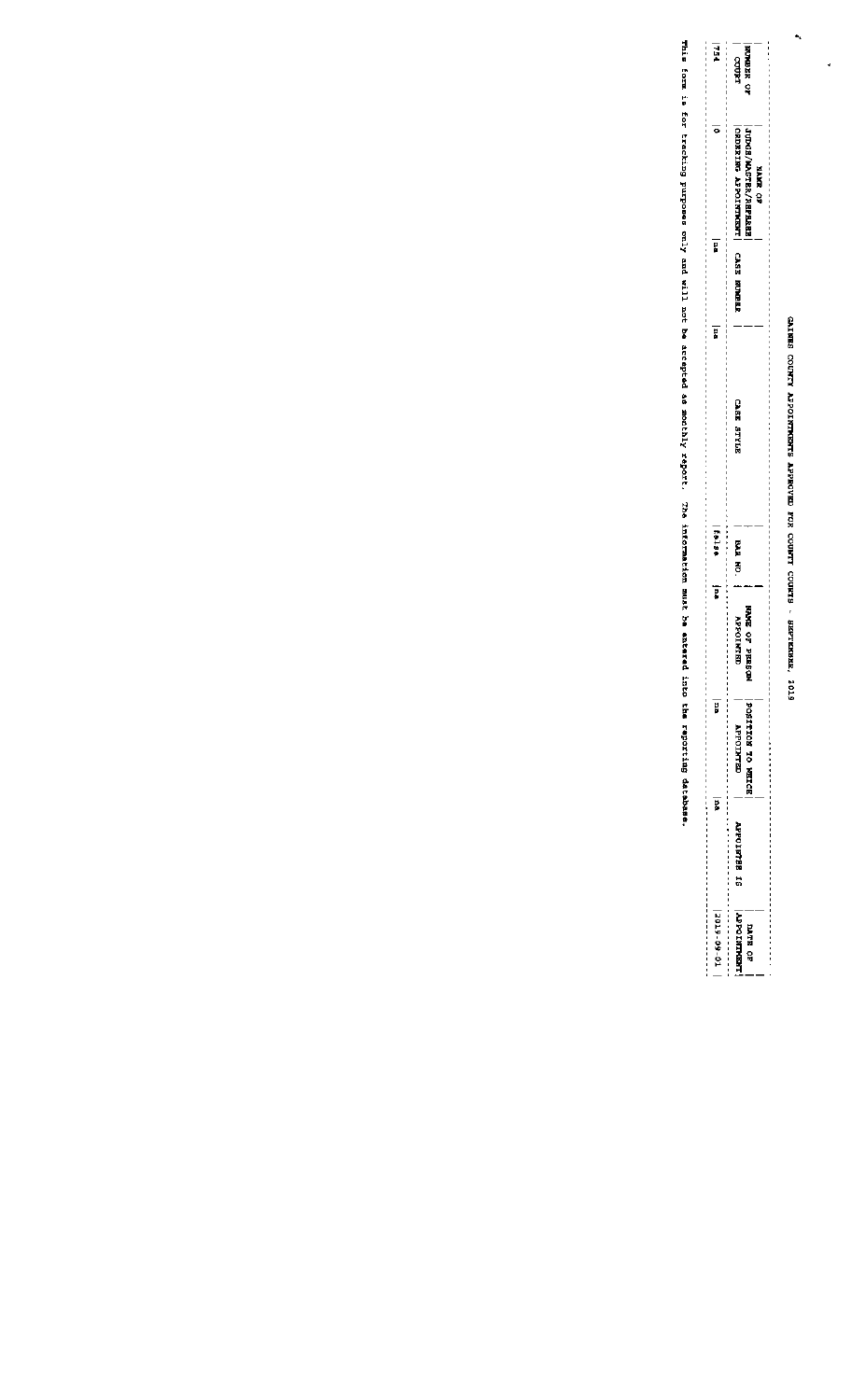# GAINES COUNTY APPOINTMENTS APPROVED FOR COUNTY COURTS - SEPTEMBER, 2019

| NUMBER OF COURT | NAME OF JUDGE/MASTER/REFEREE ORDERING APPOINTMENT | CASE NUMBER | CASE STYLE | BAR NO. | NAME OF PERSON APPOINTED | POSITION TO WHICH APPOINTED | APPOINTEE IS | DATE OF APPOINTMENT |
|---|---|---|---|---|---|---|---|---|
| 754 | 0 | na | na | false | na | na | na | 2019-09-01 |

This form is for tracking purposes only and will not be accepted as monthly report. The information must be entered into the reporting database.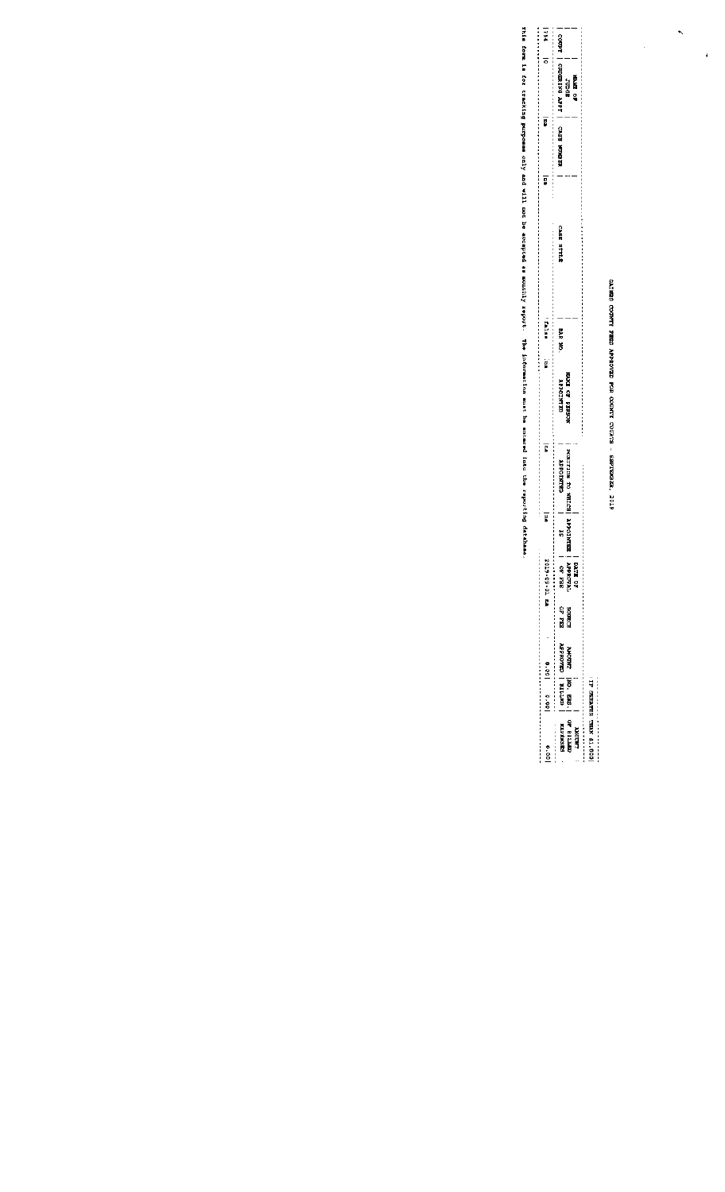# GAINES COUNTY FEES APPROVED FOR COUNTY COURTS - SEPTEMBER, 2019

| COURT | NAME OF JUDGE ORDERING APPT | CASE NUMBER | CASE STYLE | BAR NO. | NAME OF PERSON APPOINTED | POSITION TO WHICH APPOINTED | APPOINTEE IS | DATE OF APPROVAL OF FEE | SOURCE OF FEE | AMOUNT APPROVED | IF GREATER THAN $1,000 NO. HRS. BILLED | AMOUNT OF BILLED EXPENSES |
|---|---|---|---|---|---|---|---|---|---|---|---|---|
| 1734 | 0 | na | na | False | na | na | na | 2019-09-01 | na | 0.00 | 0.00 | 0.00 |

This form is for tracking purposes only and will not be accepted as monthly report. The information must be entered into the reporting database.